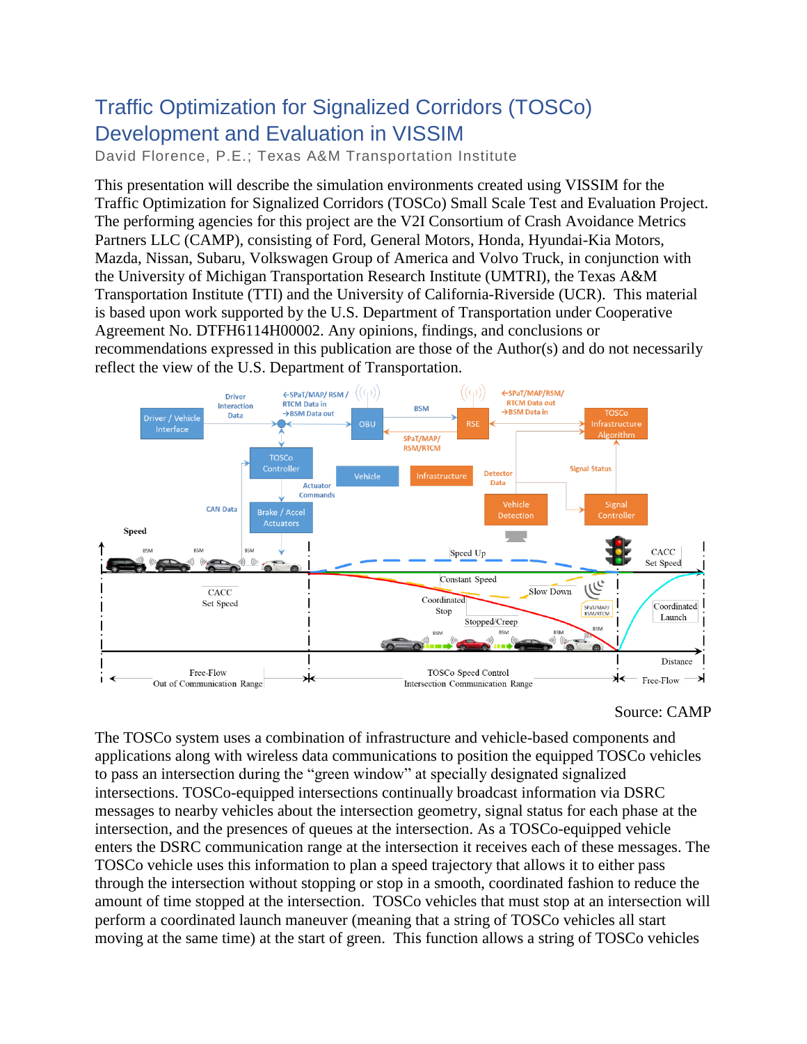# Traffic Optimization for Signalized Corridors (TOSCo) Development and Evaluation in VISSIM

David Florence, P.E.; Texas A&M Transportation Institute

This presentation will describe the simulation environments created using VISSIM for the Traffic Optimization for Signalized Corridors (TOSCo) Small Scale Test and Evaluation Project. The performing agencies for this project are the V2I Consortium of Crash Avoidance Metrics Partners LLC (CAMP), consisting of Ford, General Motors, Honda, Hyundai-Kia Motors, Mazda, Nissan, Subaru, Volkswagen Group of America and Volvo Truck, in conjunction with the University of Michigan Transportation Research Institute (UMTRI), the Texas A&M Transportation Institute (TTI) and the University of California-Riverside (UCR). This material is based upon work supported by the U.S. Department of Transportation under Cooperative Agreement No. DTFH6114H00002. Any opinions, findings, and conclusions or recommendations expressed in this publication are those of the Author(s) and do not necessarily reflect the view of the U.S. Department of Transportation.

Source: CAMP

The TOSCo system uses a combination of infrastructure and vehicle-based components and applications along with wireless data communications to position the equipped TOSCo vehicles to pass an intersection during the "green window" at specially designated signalized intersections. TOSCo-equipped intersections continually broadcast information via DSRC messages to nearby vehicles about the intersection geometry, signal status for each phase at the intersection, and the presences of queues at the intersection. As a TOSCo-equipped vehicle enters the DSRC communication range at the intersection it receives each of these messages. The TOSCo vehicle uses this information to plan a speed trajectory that allows it to either pass through the intersection without stopping or stop in a smooth, coordinated fashion to reduce the amount of time stopped at the intersection. TOSCo vehicles that must stop at an intersection will perform a coordinated launch maneuver (meaning that a string of TOSCo vehicles all start moving at the same time) at the start of green. This function allows a string of TOSCo vehicles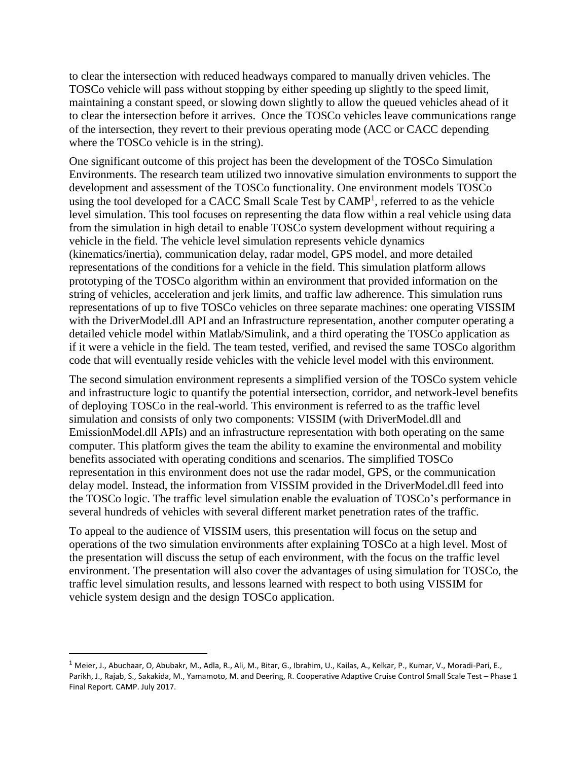to clear the intersection with reduced headways compared to manually driven vehicles. The TOSCo vehicle will pass without stopping by either speeding up slightly to the speed limit, maintaining a constant speed, or slowing down slightly to allow the queued vehicles ahead of it to clear the intersection before it arrives. Once the TOSCo vehicles leave communications range of the intersection, they revert to their previous operating mode (ACC or CACC depending where the TOSCo vehicle is in the string).

One significant outcome of this project has been the development of the TOSCo Simulation Environments. The research team utilized two innovative simulation environments to support the development and assessment of the TOSCo functionality. One environment models TOSCo using the tool developed for a CACC Small Scale Test by CAMP[1], referred to as the vehicle level simulation. This tool focuses on representing the data flow within a real vehicle using data from the simulation in high detail to enable TOSCo system development without requiring a vehicle in the field. The vehicle level simulation represents vehicle dynamics (kinematics/inertia), communication delay, radar model, GPS model, and more detailed representations of the conditions for a vehicle in the field. This simulation platform allows prototyping of the TOSCo algorithm within an environment that provided information on the string of vehicles, acceleration and jerk limits, and traffic law adherence. This simulation runs representations of up to five TOSCo vehicles on three separate machines: one operating VISSIM with the DriverModel.dll API and an Infrastructure representation, another computer operating a detailed vehicle model within Matlab/Simulink, and a third operating the TOSCo application as if it were a vehicle in the field. The team tested, verified, and revised the same TOSCo algorithm code that will eventually reside vehicles with the vehicle level model with this environment.

The second simulation environment represents a simplified version of the TOSCo system vehicle and infrastructure logic to quantify the potential intersection, corridor, and network-level benefits of deploying TOSCo in the real-world. This environment is referred to as the traffic level simulation and consists of only two components: VISSIM (with DriverModel.dll and EmissionModel.dll APIs) and an infrastructure representation with both operating on the same computer. This platform gives the team the ability to examine the environmental and mobility benefits associated with operating conditions and scenarios. The simplified TOSCo representation in this environment does not use the radar model, GPS, or the communication delay model. Instead, the information from VISSIM provided in the DriverModel.dll feed into the TOSCo logic. The traffic level simulation enable the evaluation of TOSCo's performance in several hundreds of vehicles with several different market penetration rates of the traffic.

To appeal to the audience of VISSIM users, this presentation will focus on the setup and operations of the two simulation environments after explaining TOSCo at a high level. Most of the presentation will discuss the setup of each environment, with the focus on the traffic level environment. The presentation will also cover the advantages of using simulation for TOSCo, the traffic level simulation results, and lessons learned with respect to both using VISSIM for vehicle system design and the design TOSCo application.

[1] Meier, J., Abuchaar, O, Abubakr, M., Adla, R., Ali, M., Bitar, G., Ibrahim, U., Kailas, A., Kelkar, P., Kumar, V., Moradi-Pari, E., Parikh, J., Rajab, S., Sakakida, M., Yamamoto, M. and Deering, R. Cooperative Adaptive Cruise Control Small Scale Test – Phase 1 Final Report. CAMP. July 2017.